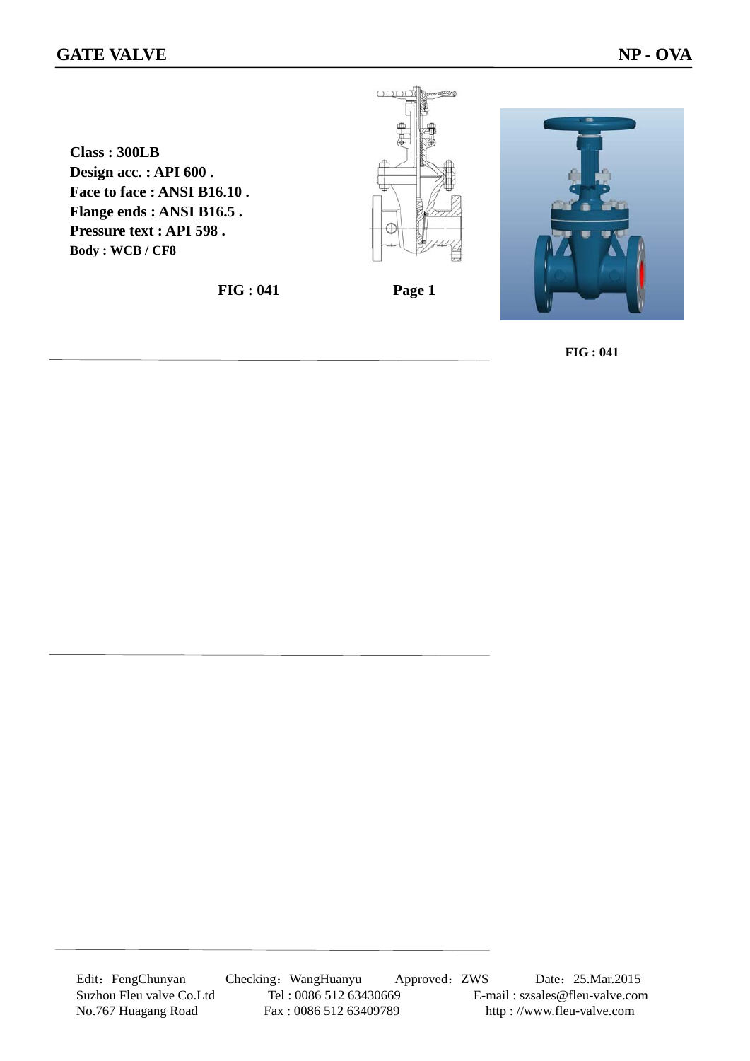# GATE VALVE

**NP - OVA**

**Class : 300LB**
**Design acc. : API 600 .**
**Face to face : ANSI B16.10 .**
**Flange ends : ANSI B16.5 .**
**Pressure text : API 598 .**
**Body : WCB / CF8**

**FIG : 041**

**FIG : 041**

Edit：FengChunyan　Checking：WangHuanyu　Approved：ZWS　Date：25.Mar.2015

Suzhou Fleu valve Co.Ltd　Tel : 0086 512 63430669　E-mail : szsales@fleu-valve.com

No.767 Huagang Road　Fax : 0086 512 63409789　http : //www.fleu-valve.com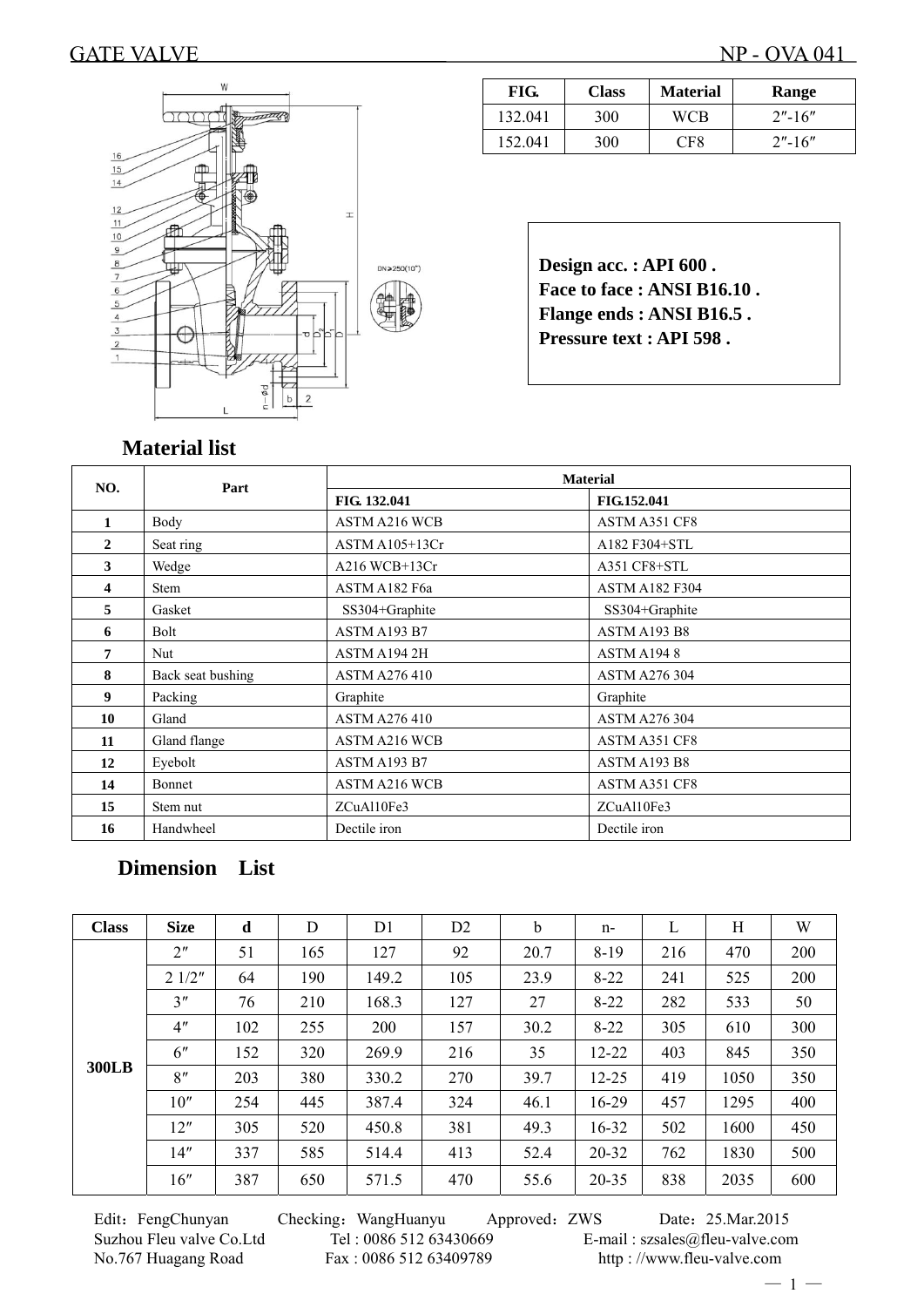# GATE VALVE

NP - OVA 041

| FIG. | Class | Material | Range |
|---|---|---|---|
| 132.041 | 300 | WCB | 2″-16″ |
| 152.041 | 300 | CF8 | 2″-16″ |

**Design acc. : API 600 .**
**Face to face : ANSI B16.10 .**
**Flange ends : ANSI B16.5 .**
**Pressure text : API 598 .**

## Material list

| NO. | Part | Material | |
|---|---|---|---|
| | | FIG. 132.041 | FIG.152.041 |
| 1 | Body | ASTM A216 WCB | ASTM A351 CF8 |
| 2 | Seat ring | ASTM A105+13Cr | A182 F304+STL |
| 3 | Wedge | A216 WCB+13Cr | A351 CF8+STL |
| 4 | Stem | ASTM A182 F6a | ASTM A182 F304 |
| 5 | Gasket | SS304+Graphite | SS304+Graphite |
| 6 | Bolt | ASTM A193 B7 | ASTM A193 B8 |
| 7 | Nut | ASTM A194 2H | ASTM A194 8 |
| 8 | Back seat bushing | ASTM A276 410 | ASTM A276 304 |
| 9 | Packing | Graphite | Graphite |
| 10 | Gland | ASTM A276 410 | ASTM A276 304 |
| 11 | Gland flange | ASTM A216 WCB | ASTM A351 CF8 |
| 12 | Eyebolt | ASTM A193 B7 | ASTM A193 B8 |
| 14 | Bonnet | ASTM A216 WCB | ASTM A351 CF8 |
| 15 | Stem nut | ZCuAl10Fe3 | ZCuAl10Fe3 |
| 16 | Handwheel | Dectile iron | Dectile iron |

## Dimension List

| Class | Size | d | D | D1 | D2 | b | n- | L | H | W |
|---|---|---|---|---|---|---|---|---|---|---|
| 300LB | 2″ | 51 | 165 | 127 | 92 | 20.7 | 8-19 | 216 | 470 | 200 |
| | 2 1/2″ | 64 | 190 | 149.2 | 105 | 23.9 | 8-22 | 241 | 525 | 200 |
| | 3″ | 76 | 210 | 168.3 | 127 | 27 | 8-22 | 282 | 533 | 50 |
| | 4″ | 102 | 255 | 200 | 157 | 30.2 | 8-22 | 305 | 610 | 300 |
| | 6″ | 152 | 320 | 269.9 | 216 | 35 | 12-22 | 403 | 845 | 350 |
| | 8″ | 203 | 380 | 330.2 | 270 | 39.7 | 12-25 | 419 | 1050 | 350 |
| | 10″ | 254 | 445 | 387.4 | 324 | 46.1 | 16-29 | 457 | 1295 | 400 |
| | 12″ | 305 | 520 | 450.8 | 381 | 49.3 | 16-32 | 502 | 1600 | 450 |
| | 14″ | 337 | 585 | 514.4 | 413 | 52.4 | 20-32 | 762 | 1830 | 500 |
| | 16″ | 387 | 650 | 571.5 | 470 | 55.6 | 20-35 | 838 | 2035 | 600 |

Edit：FengChunyan Checking：WangHuanyu Approved：ZWS Date：25.Mar.2015

Suzhou Fleu valve Co.Ltd Tel : 0086 512 63430669 E-mail : szsales@fleu-valve.com

No.767 Huagang Road Fax : 0086 512 63409789 http : //www.fleu-valve.com